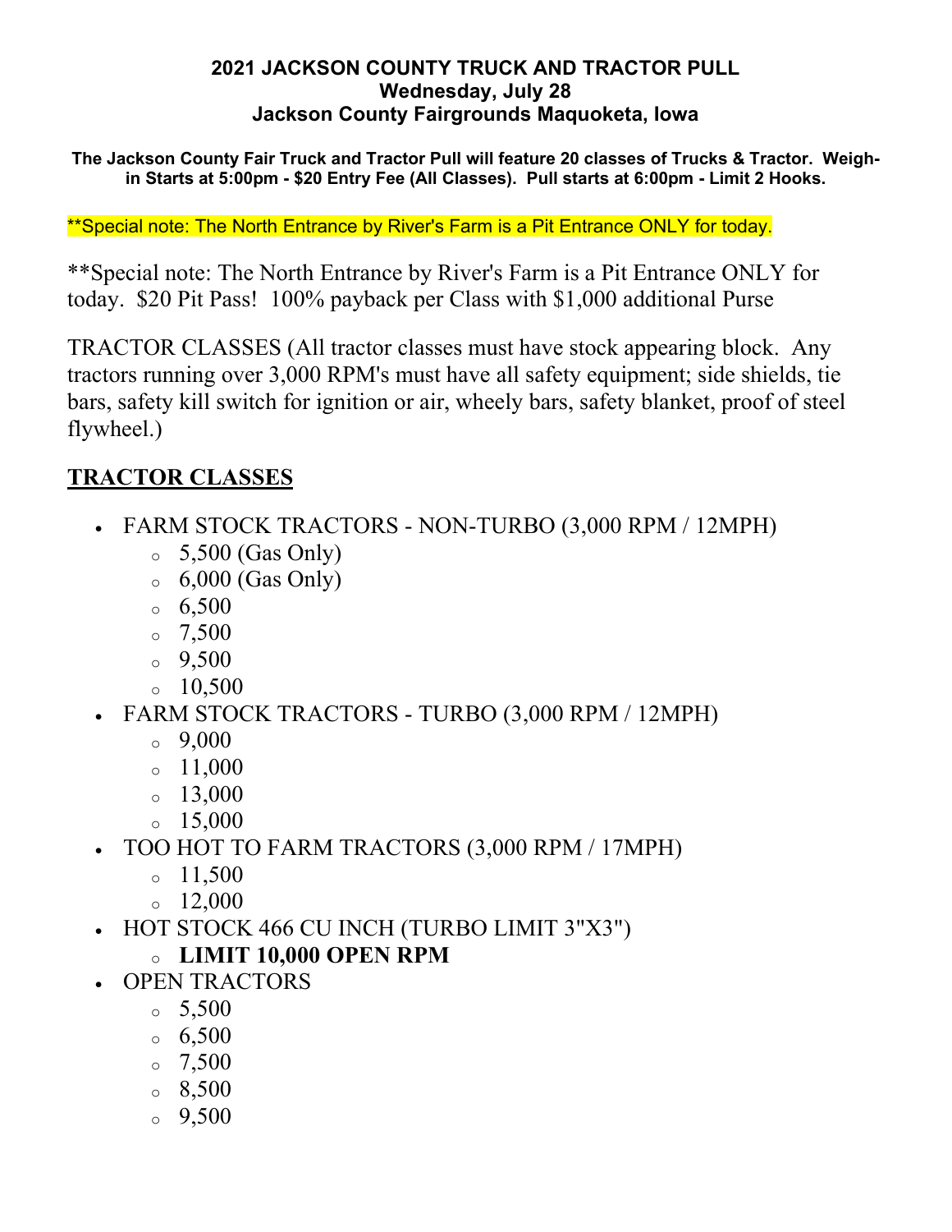**2021 JACKSON COUNTY TRUCK AND TRACTOR PULL**
**Wednesday, July 28**
**Jackson County Fairgrounds Maquoketa, Iowa**

**The Jackson County Fair Truck and Tractor Pull will feature 20 classes of Trucks & Tractor. Weigh-in Starts at 5:00pm - $20 Entry Fee (All Classes). Pull starts at 6:00pm - Limit 2 Hooks.**

**Special note: The North Entrance by River's Farm is a Pit Entrance ONLY for today.

**Special note: The North Entrance by River's Farm is a Pit Entrance ONLY for today. $20 Pit Pass! 100% payback per Class with $1,000 additional Purse

TRACTOR CLASSES (All tractor classes must have stock appearing block. Any tractors running over 3,000 RPM's must have all safety equipment; side shields, tie bars, safety kill switch for ignition or air, wheely bars, safety blanket, proof of steel flywheel.)

## TRACTOR CLASSES

- FARM STOCK TRACTORS - NON-TURBO (3,000 RPM / 12MPH)
  - 5,500 (Gas Only)
  - 6,000 (Gas Only)
  - 6,500
  - 7,500
  - 9,500
  - 10,500
- FARM STOCK TRACTORS - TURBO (3,000 RPM / 12MPH)
  - 9,000
  - 11,000
  - 13,000
  - 15,000
- TOO HOT TO FARM TRACTORS (3,000 RPM / 17MPH)
  - 11,500
  - 12,000
- HOT STOCK 466 CU INCH (TURBO LIMIT 3"X3")
  - **LIMIT 10,000 OPEN RPM**
- OPEN TRACTORS
  - 5,500
  - 6,500
  - 7,500
  - 8,500
  - 9,500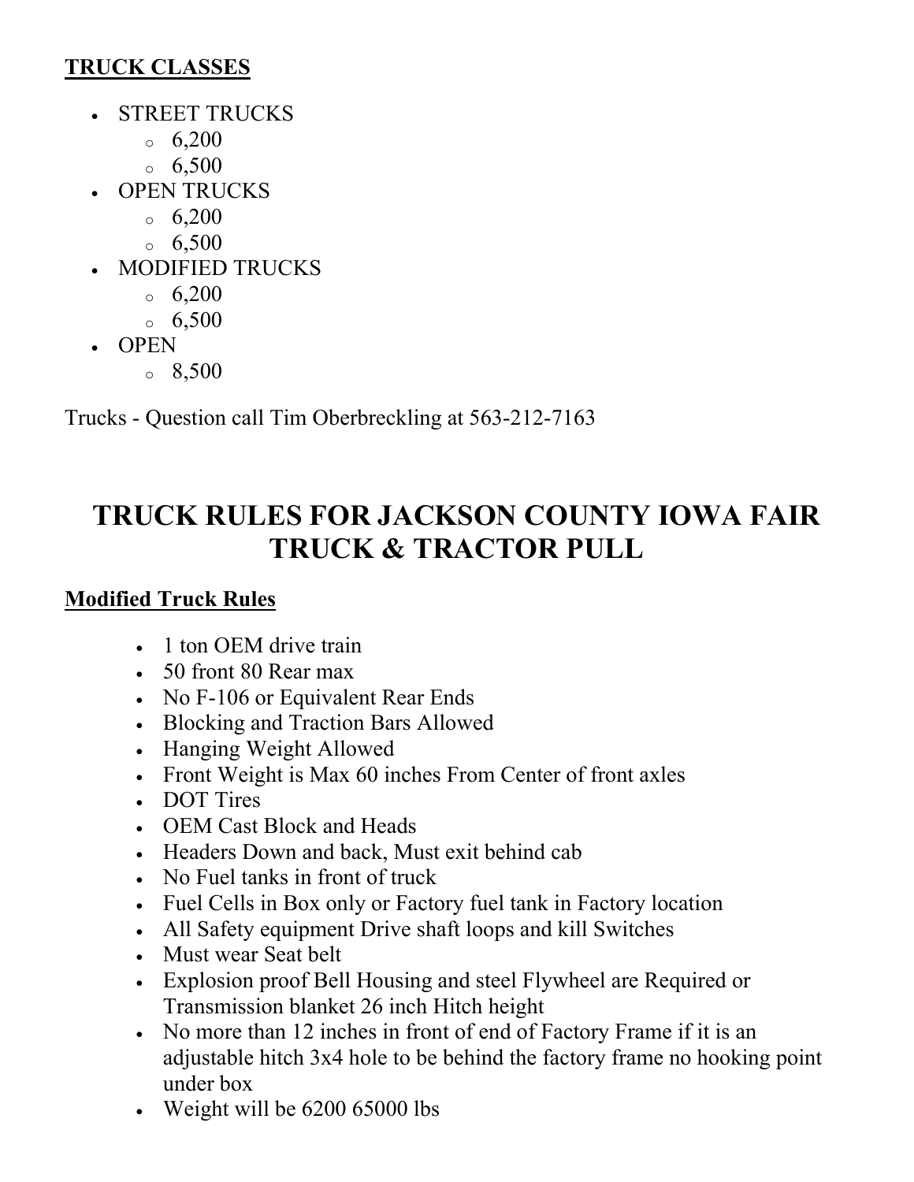**TRUCK CLASSES**

- STREET TRUCKS
  - 6,200
  - 6,500
- OPEN TRUCKS
  - 6,200
  - 6,500
- MODIFIED TRUCKS
  - 6,200
  - 6,500
- OPEN
  - 8,500

Trucks - Question call Tim Oberbreckling at 563-212-7163

# TRUCK RULES FOR JACKSON COUNTY IOWA FAIR TRUCK & TRACTOR PULL

**Modified Truck Rules**

- 1 ton OEM drive train
- 50 front 80 Rear max
- No F-106 or Equivalent Rear Ends
- Blocking and Traction Bars Allowed
- Hanging Weight Allowed
- Front Weight is Max 60 inches From Center of front axles
- DOT Tires
- OEM Cast Block and Heads
- Headers Down and back, Must exit behind cab
- No Fuel tanks in front of truck
- Fuel Cells in Box only or Factory fuel tank in Factory location
- All Safety equipment Drive shaft loops and kill Switches
- Must wear Seat belt
- Explosion proof Bell Housing and steel Flywheel are Required or Transmission blanket 26 inch Hitch height
- No more than 12 inches in front of end of Factory Frame if it is an adjustable hitch 3x4 hole to be behind the factory frame no hooking point under box
- Weight will be 6200 65000 lbs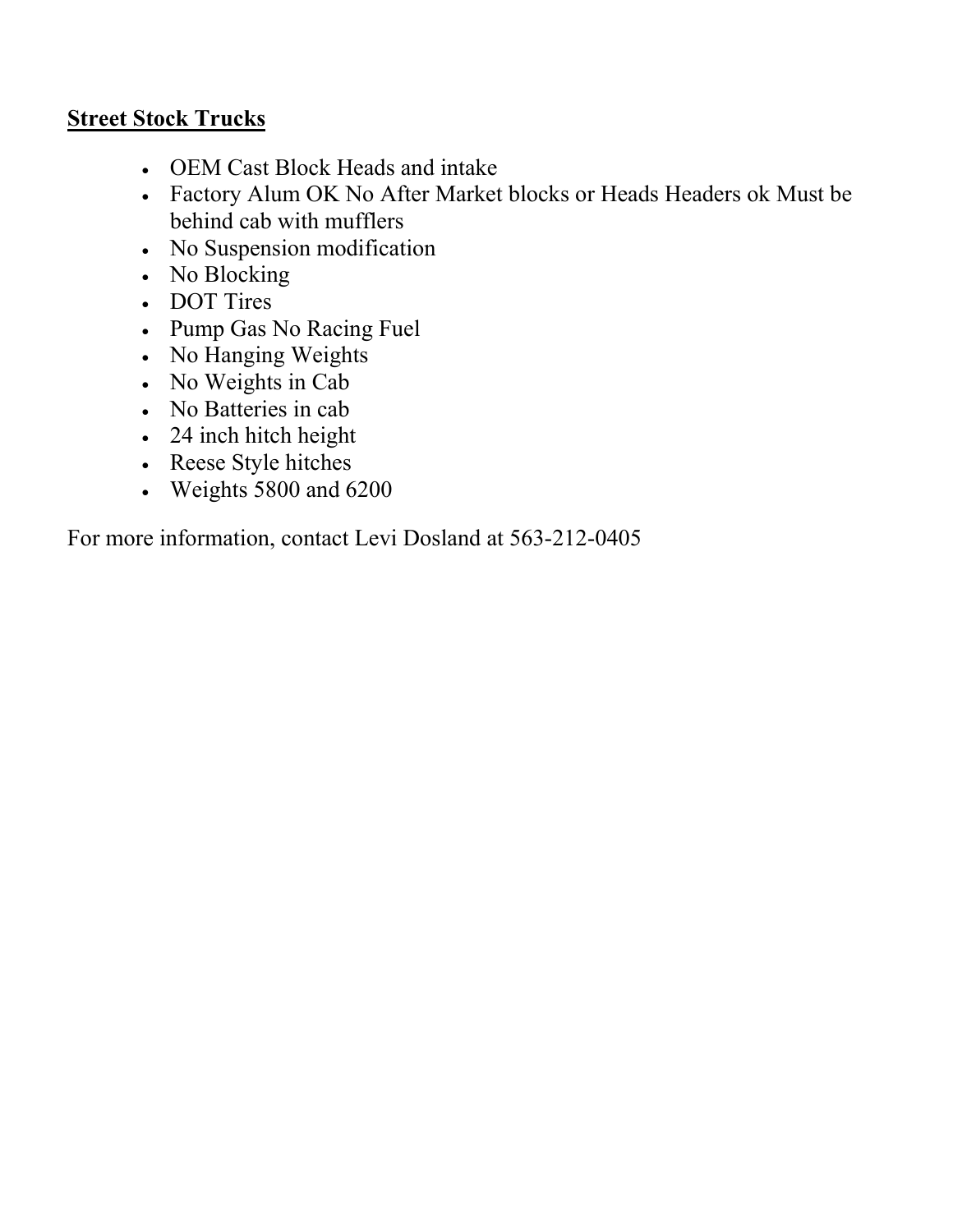**Street Stock Trucks**

- OEM Cast Block Heads and intake
- Factory Alum OK No After Market blocks or Heads Headers ok Must be behind cab with mufflers
- No Suspension modification
- No Blocking
- DOT Tires
- Pump Gas No Racing Fuel
- No Hanging Weights
- No Weights in Cab
- No Batteries in cab
- 24 inch hitch height
- Reese Style hitches
- Weights 5800 and 6200

For more information, contact Levi Dosland at 563-212-0405